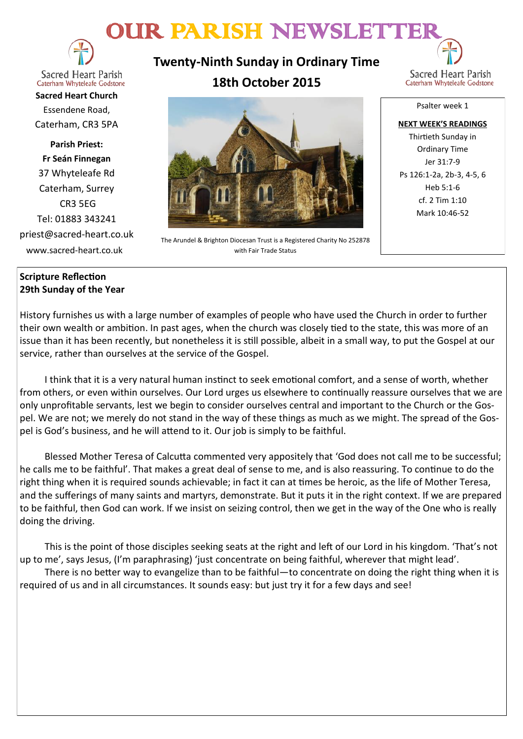# OUR PARISH NEWSLETTER

Sacred Heart Parish
Caterham Whyteleafe Godstone

**Sacred Heart Church**
Essendene Road,
Caterham, CR3 5PA

**Parish Priest:**
**Fr Seán Finnegan**
37 Whyteleafe Rd
Caterham, Surrey
CR3 5EG
Tel: 01883 343241
priest@sacred-heart.co.uk
www.sacred-heart.co.uk

## Twenty-Ninth Sunday in Ordinary Time
## 18th October 2015

The Arundel & Brighton Diocesan Trust is a Registered Charity No 252878 with Fair Trade Status

Sacred Heart Parish
Caterham Whyteleafe Godstone

Psalter week 1

**NEXT WEEK'S READINGS**
Thirtieth Sunday in Ordinary Time
Jer 31:7-9
Ps 126:1-2a, 2b-3, 4-5, 6
Heb 5:1-6
cf. 2 Tim 1:10
Mark 10:46-52

**Scripture Reflection**
**29th Sunday of the Year**

History furnishes us with a large number of examples of people who have used the Church in order to further their own wealth or ambition. In past ages, when the church was closely tied to the state, this was more of an issue than it has been recently, but nonetheless it is still possible, albeit in a small way, to put the Gospel at our service, rather than ourselves at the service of the Gospel.

I think that it is a very natural human instinct to seek emotional comfort, and a sense of worth, whether from others, or even within ourselves. Our Lord urges us elsewhere to continually reassure ourselves that we are only unprofitable servants, lest we begin to consider ourselves central and important to the Church or the Gospel. We are not; we merely do not stand in the way of these things as much as we might. The spread of the Gospel is God's business, and he will attend to it. Our job is simply to be faithful.

Blessed Mother Teresa of Calcutta commented very appositely that 'God does not call me to be successful; he calls me to be faithful'. That makes a great deal of sense to me, and is also reassuring. To continue to do the right thing when it is required sounds achievable; in fact it can at times be heroic, as the life of Mother Teresa, and the sufferings of many saints and martyrs, demonstrate. But it puts it in the right context. If we are prepared to be faithful, then God can work. If we insist on seizing control, then we get in the way of the One who is really doing the driving.

This is the point of those disciples seeking seats at the right and left of our Lord in his kingdom. 'That's not up to me', says Jesus, (I'm paraphrasing) 'just concentrate on being faithful, wherever that might lead'.

There is no better way to evangelize than to be faithful—to concentrate on doing the right thing when it is required of us and in all circumstances. It sounds easy: but just try it for a few days and see!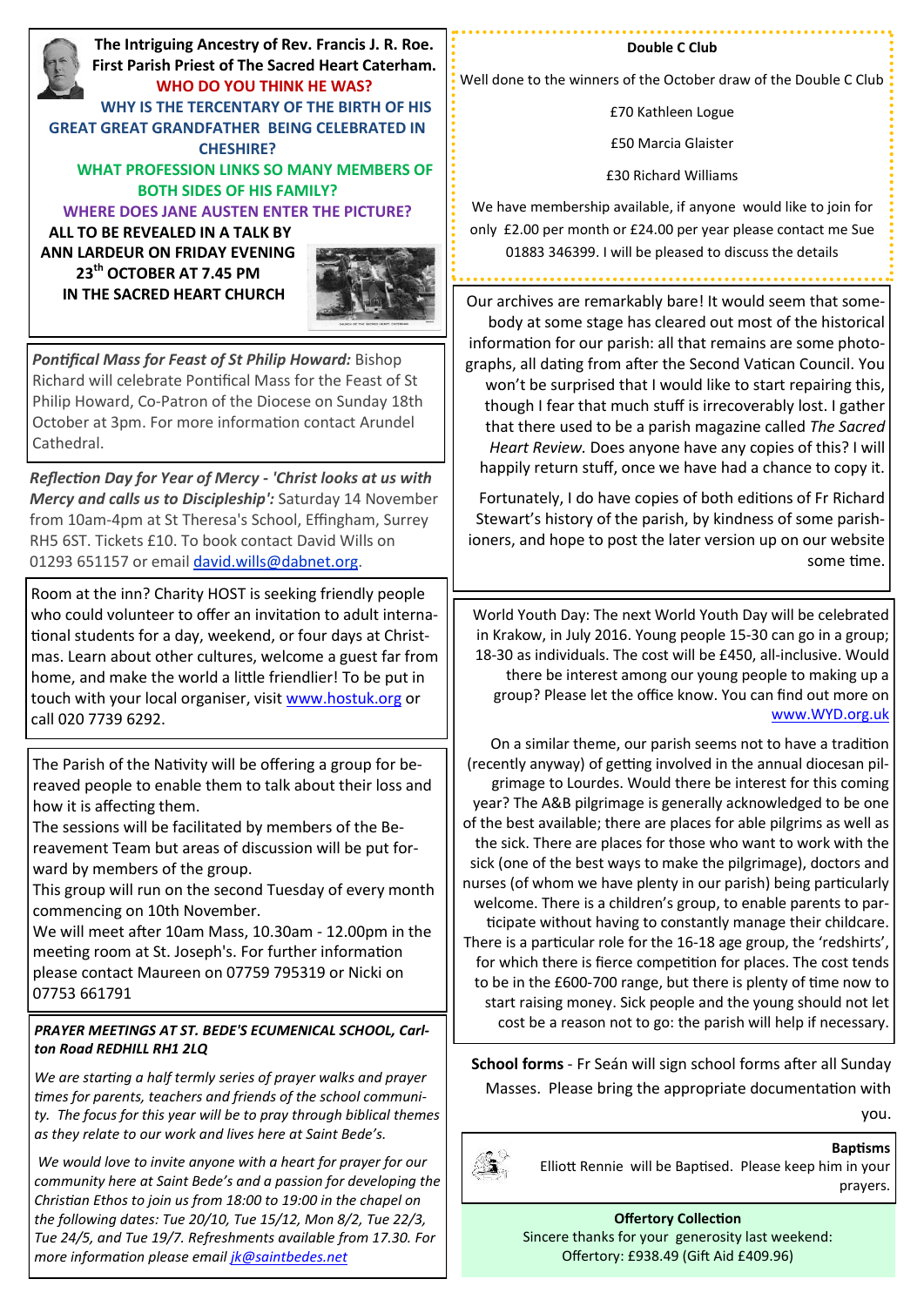**The Intriguing Ancestry of Rev. Francis J. R. Roe. First Parish Priest of The Sacred Heart Caterham.**

**WHO DO YOU THINK HE WAS?**

**WHY IS THE TERCENTARY OF THE BIRTH OF HIS GREAT GREAT GRANDFATHER BEING CELEBRATED IN CHESHIRE?**

**WHAT PROFESSION LINKS SO MANY MEMBERS OF BOTH SIDES OF HIS FAMILY?**

**WHERE DOES JANE AUSTEN ENTER THE PICTURE?**

**ALL TO BE REVEALED IN A TALK BY ANN LARDEUR ON FRIDAY EVENING 23rd OCTOBER AT 7.45 PM IN THE SACRED HEART CHURCH**

***Pontifical Mass for Feast of St Philip Howard:*** Bishop Richard will celebrate Pontifical Mass for the Feast of St Philip Howard, Co-Patron of the Diocese on Sunday 18th October at 3pm. For more information contact Arundel Cathedral.

***Reflection Day for Year of Mercy - 'Christ looks at us with Mercy and calls us to Discipleship':*** Saturday 14 November from 10am-4pm at St Theresa's School, Effingham, Surrey RH5 6ST. Tickets £10. To book contact David Wills on 01293 651157 or email david.wills@dabnet.org.

Room at the inn? Charity HOST is seeking friendly people who could volunteer to offer an invitation to adult international students for a day, weekend, or four days at Christmas. Learn about other cultures, welcome a guest far from home, and make the world a little friendlier! To be put in touch with your local organiser, visit www.hostuk.org or call 020 7739 6292.

The Parish of the Nativity will be offering a group for bereaved people to enable them to talk about their loss and how it is affecting them.
The sessions will be facilitated by members of the Bereavement Team but areas of discussion will be put forward by members of the group.
This group will run on the second Tuesday of every month commencing on 10th November.
We will meet after 10am Mass, 10.30am - 12.00pm in the meeting room at St. Joseph's. For further information please contact Maureen on 07759 795319 or Nicki on 07753 661791

***PRAYER MEETINGS AT ST. BEDE'S ECUMENICAL SCHOOL, Carlton Road REDHILL RH1 2LQ***

*We are starting a half termly series of prayer walks and prayer times for parents, teachers and friends of the school community. The focus for this year will be to pray through biblical themes as they relate to our work and lives here at Saint Bede's.*

*We would love to invite anyone with a heart for prayer for our community here at Saint Bede's and a passion for developing the Christian Ethos to join us from 18:00 to 19:00 in the chapel on the following dates: Tue 20/10, Tue 15/12, Mon 8/2, Tue 22/3, Tue 24/5, and Tue 19/7. Refreshments available from 17.30. For more information please email jk@saintbedes.net*

**Double C Club**

Well done to the winners of the October draw of the Double C Club

£70 Kathleen Logue

£50 Marcia Glaister

£30 Richard Williams

We have membership available, if anyone would like to join for only £2.00 per month or £24.00 per year please contact me Sue 01883 346399. I will be pleased to discuss the details

Our archives are remarkably bare! It would seem that somebody at some stage has cleared out most of the historical information for our parish: all that remains are some photographs, all dating from after the Second Vatican Council. You won't be surprised that I would like to start repairing this, though I fear that much stuff is irrecoverably lost. I gather that there used to be a parish magazine called *The Sacred Heart Review.* Does anyone have any copies of this? I will happily return stuff, once we have had a chance to copy it.

Fortunately, I do have copies of both editions of Fr Richard Stewart's history of the parish, by kindness of some parishioners, and hope to post the later version up on our website some time.

World Youth Day: The next World Youth Day will be celebrated in Krakow, in July 2016. Young people 15-30 can go in a group; 18-30 as individuals. The cost will be £450, all-inclusive. Would there be interest among our young people to making up a group? Please let the office know. You can find out more on www.WYD.org.uk

On a similar theme, our parish seems not to have a tradition (recently anyway) of getting involved in the annual diocesan pilgrimage to Lourdes. Would there be interest for this coming year? The A&B pilgrimage is generally acknowledged to be one of the best available; there are places for able pilgrims as well as the sick. There are places for those who want to work with the sick (one of the best ways to make the pilgrimage), doctors and nurses (of whom we have plenty in our parish) being particularly welcome. There is a children's group, to enable parents to participate without having to constantly manage their childcare. There is a particular role for the 16-18 age group, the 'redshirts', for which there is fierce competition for places. The cost tends to be in the £600-700 range, but there is plenty of time now to start raising money. Sick people and the young should not let cost be a reason not to go: the parish will help if necessary.

**School forms** - Fr Seán will sign school forms after all Sunday Masses. Please bring the appropriate documentation with you.

**Baptisms**

Elliott Rennie will be Baptised. Please keep him in your prayers.

**Offertory Collection**

Sincere thanks for your generosity last weekend:
Offertory: £938.49 (Gift Aid £409.96)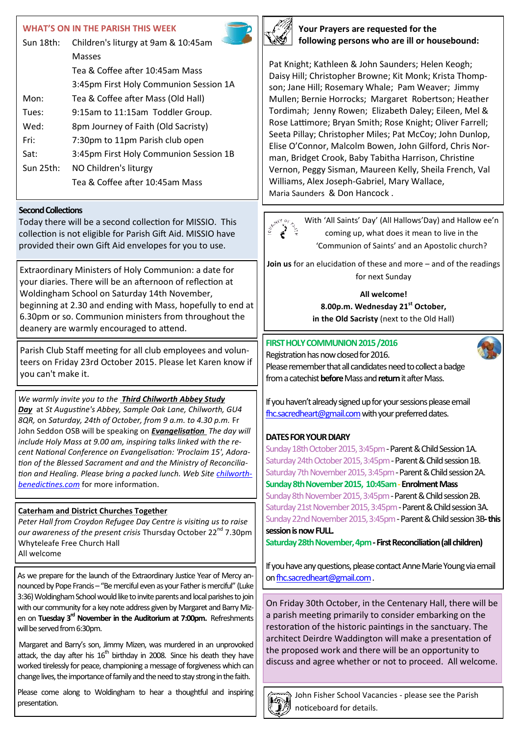## WHAT'S ON IN THE PARISH THIS WEEK

| | |
|---|---|
| Sun 18th: | Children's liturgy at 9am & 10:45am Masses |
| | Tea & Coffee after 10:45am Mass |
| | 3:45pm First Holy Communion Session 1A |
| Mon: | Tea & Coffee after Mass (Old Hall) |
| Tues: | 9:15am to 11:15am Toddler Group. |
| Wed: | 8pm Journey of Faith (Old Sacristy) |
| Fri: | 7:30pm to 11pm Parish club open |
| Sat: | 3:45pm First Holy Communion Session 1B |
| Sun 25th: | NO Children's liturgy |
| | Tea & Coffee after 10:45am Mass |

### Second Collections

Today there will be a second collection for MISSIO. This collection is not eligible for Parish Gift Aid. MISSIO have provided their own Gift Aid envelopes for you to use.

Extraordinary Ministers of Holy Communion: a date for your diaries. There will be an afternoon of reflection at Woldingham School on Saturday 14th November, beginning at 2.30 and ending with Mass, hopefully to end at 6.30pm or so. Communion ministers from throughout the deanery are warmly encouraged to attend.

Parish Club Staff meeting for all club employees and volunteers on Friday 23rd October 2015. Please let Karen know if you can't make it.

*We warmly invite you to the* ***Third Chilworth Abbey Study Day*** *at St Augustine's Abbey, Sample Oak Lane, Chilworth, GU4 8QR, on Saturday, 24th of October, from 9 a.m. to 4.30 p.m.* Fr John Seddon OSB will be speaking on ***Evangelisation*** *The day will include Holy Mass at 9.00 am, inspiring talks linked with the recent National Conference on Evangelisation: 'Proclaim 15', Adoration of the Blessed Sacrament and and the Ministry of Reconciliation and Healing. Please bring a packed lunch. Web Site* *chilworth-benedictines.com* for more information.

**Caterham and District Churches Together**

*Peter Hall from Croydon Refugee Day Centre is visiting us to raise our awareness of the present crisis* Thursday October 22nd 7.30pm Whyteleafe Free Church Hall
All welcome

As we prepare for the launch of the Extraordinary Justice Year of Mercy announced by Pope Francis – "Be merciful even as your Father is merciful" (Luke 3:36) Woldingham School would like to invite parents and local parishes to join with our community for a key note address given by Margaret and Barry Mizen on **Tuesday 3rd November in the Auditorium at 7:00pm.** Refreshments will be served from 6:30pm.

Margaret and Barry's son, Jimmy Mizen, was murdered in an unprovoked attack, the day after his 16th birthday in 2008. Since his death they have worked tirelessly for peace, championing a message of forgiveness which can change lives, the importance of family and the need to stay strong in the faith.

Please come along to Woldingham to hear a thoughtful and inspiring presentation.

### Your Prayers are requested for the following persons who are ill or housebound:

Pat Knight; Kathleen & John Saunders; Helen Keogh; Daisy Hill; Christopher Browne; Kit Monk; Krista Thompson; Jane Hill; Rosemary Whale; Pam Weaver; Jimmy Mullen; Bernie Horrocks; Margaret Robertson; Heather Tordimah; Jenny Rowen; Elizabeth Daley; Eileen, Mel & Rose Lattimore; Bryan Smith; Rose Knight; Oliver Farrell; Seeta Pillay; Christopher Miles; Pat McCoy; John Dunlop, Elise O'Connor, Malcolm Bowen, John Gilford, Chris Norman, Bridget Crook, Baby Tabitha Harrison, Christine Vernon, Peggy Sisman, Maureen Kelly, Sheila French, Val Williams, Alex Joseph-Gabriel, Mary Wallace, Maria Saunders & Don Hancock .

With 'All Saints' Day' (All Hallows'Day) and Hallow ee'n coming up, what does it mean to live in the 'Communion of Saints' and an Apostolic church?

**Join us** for an elucidation of these and more – and of the readings for next Sunday

**All welcome!**
**8.00p.m. Wednesday 21st October,**
**in the Old Sacristy** (next to the Old Hall)

### FIRST HOLY COMMUNION 2015 /2016

Registration has now closed for 2016.
Please remember that all candidates need to collect a badge from a catechist **before** Mass and **return** it after Mass.

If you haven't already signed up for your sessions please email fhc.sacredheart@gmail.com with your preferred dates.

**DATES FOR YOUR DIARY**

Sunday 18th October 2015, 3:45pm - Parent & Child Session 1A.
Saturday 24th October 2015, 3:45pm - Parent & Child session 1B.
Saturday 7th November 2015, 3:45pm - Parent & Child session 2A.
**Sunday 8th November 2015, 10:45am - Enrolment Mass**
Sunday 8th November 2015, 3:45pm - Parent & Child session 2B.
Saturday 21st November 2015, 3:45pm - Parent & Child session 3A.
Sunday 22nd November 2015, 3:45pm - Parent & Child session 3B- **this session is now FULL.**
**Saturday 28th November, 4pm - First Reconciliation (all children)**

If you have any questions, please contact Anne Marie Young via email on fhc.sacredheart@gmail.com.

On Friday 30th October, in the Centenary Hall, there will be a parish meeting primarily to consider embarking on the restoration of the historic paintings in the sanctuary. The architect Deirdre Waddington will make a presentation of the proposed work and there will be an opportunity to discuss and agree whether or not to proceed. All welcome.

John Fisher School Vacancies - please see the Parish noticeboard for details.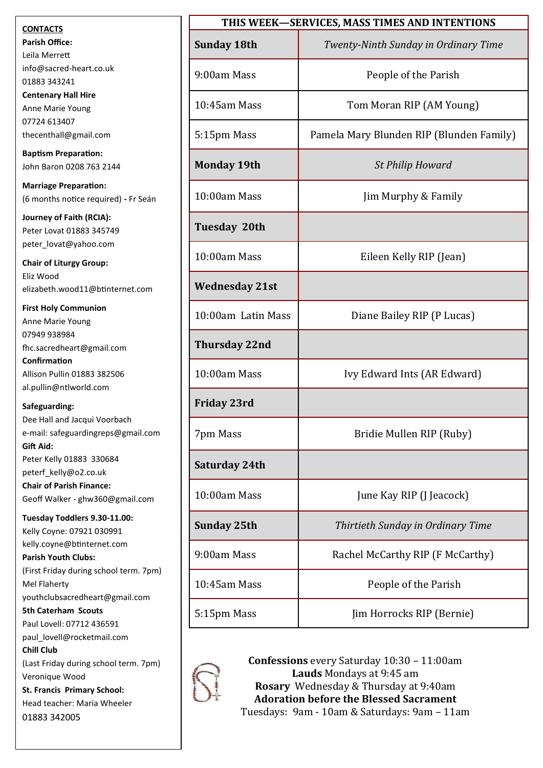**CONTACTS**

**Parish Office:**
Leila Merrett
info@sacred-heart.co.uk
01883 343241

**Centenary Hall Hire**
Anne Marie Young
07724 613407
thecenthall@gmail.com

**Baptism Preparation:**
John Baron 0208 763 2144

**Marriage Preparation:**
(6 months notice required) **-** Fr Seán

**Journey of Faith (RCIA):**
Peter Lovat 01883 345749
peter_lovat@yahoo.com

**Chair of Liturgy Group:**
Eliz Wood
elizabeth.wood11@btinternet.com

**First Holy Communion**
Anne Marie Young
07949 938984
fhc.sacredheart@gmail.com

**Confirmation**
Allison Pullin 01883 382506
al.pullin@ntlworld.com

**Safeguarding:**
Dee Hall and Jacqui Voorbach
e-mail: safeguardingreps@gmail.com

**Gift Aid:**
Peter Kelly 01883 330684
peterf_kelly@o2.co.uk

**Chair of Parish Finance:**
Geoff Walker - ghw360@gmail.com

**Tuesday Toddlers 9.30-11.00:**
Kelly Coyne: 07921 030991
kelly.coyne@btinternet.com

**Parish Youth Clubs:**
(First Friday during school term. 7pm)
Mel Flaherty
youthclubsacredheart@gmail.com

**5th Caterham Scouts**
Paul Lovell: 07712 436591
paul_lovell@rocketmail.com

**Chill Club**
(Last Friday during school term. 7pm)
Veronique Wood

**St. Francis Primary School:**
Head teacher: Maria Wheeler
01883 342005

## THIS WEEK—SERVICES, MASS TIMES AND INTENTIONS

| | |
|---|---|
| **Sunday 18th** | *Twenty-Ninth Sunday in Ordinary Time* |
| 9:00am Mass | People of the Parish |
| 10:45am Mass | Tom Moran RIP (AM Young) |
| 5:15pm Mass | Pamela Mary Blunden RIP (Blunden Family) |
| **Monday 19th** | *St Philip Howard* |
| 10:00am Mass | Jim Murphy & Family |
| **Tuesday 20th** | |
| 10:00am Mass | Eileen Kelly RIP (Jean) |
| **Wednesday 21st** | |
| 10:00am Latin Mass | Diane Bailey RIP (P Lucas) |
| **Thursday 22nd** | |
| 10:00am Mass | Ivy Edward Ints (AR Edward) |
| **Friday 23rd** | |
| 7pm Mass | Bridie Mullen RIP (Ruby) |
| **Saturday 24th** | |
| 10:00am Mass | June Kay RIP (J Jeacock) |
| **Sunday 25th** | *Thirtieth Sunday in Ordinary Time* |
| 9:00am Mass | Rachel McCarthy RIP (F McCarthy) |
| 10:45am Mass | People of the Parish |
| 5:15pm Mass | Jim Horrocks RIP (Bernie) |

**Confessions** every Saturday 10:30 – 11:00am
**Lauds** Mondays at 9:45 am
**Rosary** Wednesday & Thursday at 9:40am
**Adoration before the Blessed Sacrament**
Tuesdays: 9am - 10am & Saturdays: 9am – 11am